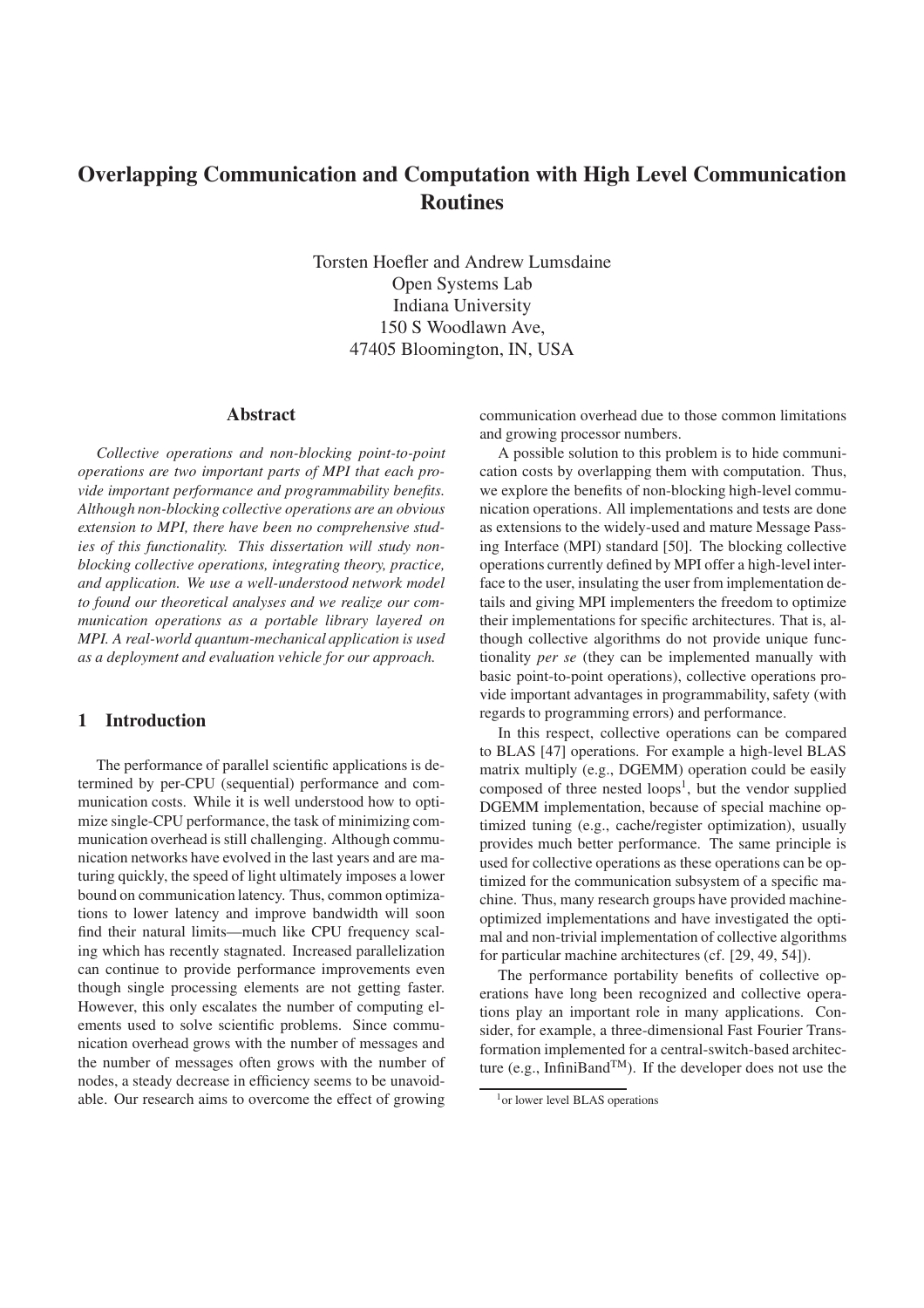# Overlapping Communication and Computation with High Level Communication Routines

Torsten Hoefler and Andrew Lumsdaine
Open Systems Lab
Indiana University
150 S Woodlawn Ave,
47405 Bloomington, IN, USA

## Abstract

*Collective operations and non-blocking point-to-point operations are two important parts of MPI that each provide important performance and programmability benefits. Although non-blocking collective operations are an obvious extension to MPI, there have been no comprehensive studies of this functionality. This dissertation will study non-blocking collective operations, integrating theory, practice, and application. We use a well-understood network model to found our theoretical analyses and we realize our communication operations as a portable library layered on MPI. A real-world quantum-mechanical application is used as a deployment and evaluation vehicle for our approach.*

## 1 Introduction

The performance of parallel scientific applications is determined by per-CPU (sequential) performance and communication costs. While it is well understood how to optimize single-CPU performance, the task of minimizing communication overhead is still challenging. Although communication networks have evolved in the last years and are maturing quickly, the speed of light ultimately imposes a lower bound on communication latency. Thus, common optimizations to lower latency and improve bandwidth will soon find their natural limits—much like CPU frequency scaling which has recently stagnated. Increased parallelization can continue to provide performance improvements even though single processing elements are not getting faster. However, this only escalates the number of computing elements used to solve scientific problems. Since communication overhead grows with the number of messages and the number of messages often grows with the number of nodes, a steady decrease in efficiency seems to be unavoidable. Our research aims to overcome the effect of growing communication overhead due to those common limitations and growing processor numbers.

A possible solution to this problem is to hide communication costs by overlapping them with computation. Thus, we explore the benefits of non-blocking high-level communication operations. All implementations and tests are done as extensions to the widely-used and mature Message Passing Interface (MPI) standard [50]. The blocking collective operations currently defined by MPI offer a high-level interface to the user, insulating the user from implementation details and giving MPI implementers the freedom to optimize their implementations for specific architectures. That is, although collective algorithms do not provide unique functionality *per se* (they can be implemented manually with basic point-to-point operations), collective operations provide important advantages in programmability, safety (with regards to programming errors) and performance.

In this respect, collective operations can be compared to BLAS [47] operations. For example a high-level BLAS matrix multiply (e.g., DGEMM) operation could be easily composed of three nested loops[1], but the vendor supplied DGEMM implementation, because of special machine optimized tuning (e.g., cache/register optimization), usually provides much better performance. The same principle is used for collective operations as these operations can be optimized for the communication subsystem of a specific machine. Thus, many research groups have provided machine-optimized implementations and have investigated the optimal and non-trivial implementation of collective algorithms for particular machine architectures (cf. [29, 49, 54]).

The performance portability benefits of collective operations have long been recognized and collective operations play an important role in many applications. Consider, for example, a three-dimensional Fast Fourier Transformation implemented for a central-switch-based architecture (e.g., InfiniBand™). If the developer does not use the

[1] or lower level BLAS operations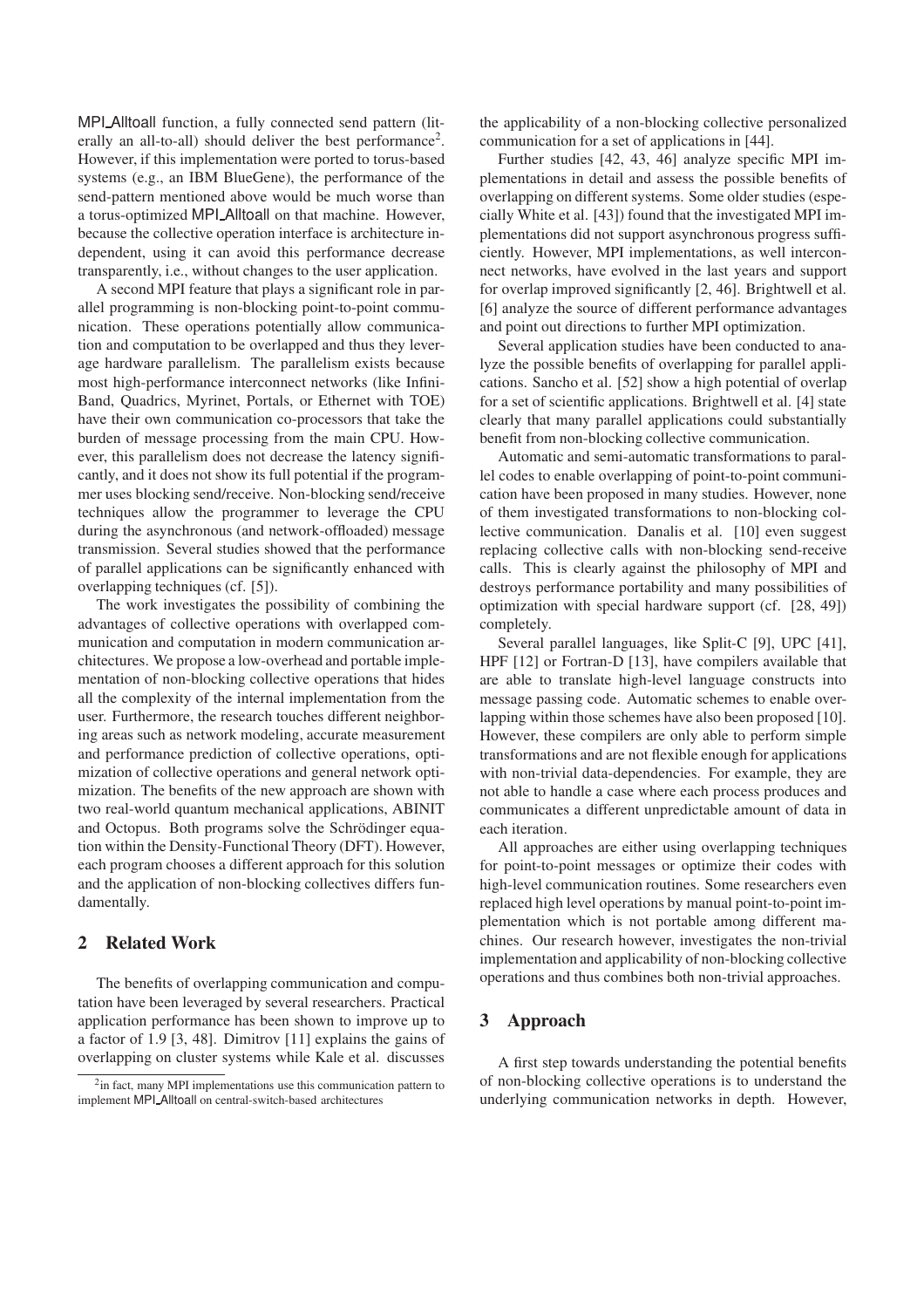MPI_Alltoall function, a fully connected send pattern (literally an all-to-all) should deliver the best performance[2]. However, if this implementation were ported to torus-based systems (e.g., an IBM BlueGene), the performance of the send-pattern mentioned above would be much worse than a torus-optimized MPI_Alltoall on that machine. However, because the collective operation interface is architecture independent, using it can avoid this performance decrease transparently, i.e., without changes to the user application.

A second MPI feature that plays a significant role in parallel programming is non-blocking point-to-point communication. These operations potentially allow communication and computation to be overlapped and thus they leverage hardware parallelism. The parallelism exists because most high-performance interconnect networks (like InfiniBand, Quadrics, Myrinet, Portals, or Ethernet with TOE) have their own communication co-processors that take the burden of message processing from the main CPU. However, this parallelism does not decrease the latency significantly, and it does not show its full potential if the programmer uses blocking send/receive. Non-blocking send/receive techniques allow the programmer to leverage the CPU during the asynchronous (and network-offloaded) message transmission. Several studies showed that the performance of parallel applications can be significantly enhanced with overlapping techniques (cf. [5]).

The work investigates the possibility of combining the advantages of collective operations with overlapped communication and computation in modern communication architectures. We propose a low-overhead and portable implementation of non-blocking collective operations that hides all the complexity of the internal implementation from the user. Furthermore, the research touches different neighboring areas such as network modeling, accurate measurement and performance prediction of collective operations, optimization of collective operations and general network optimization. The benefits of the new approach are shown with two real-world quantum mechanical applications, ABINIT and Octopus. Both programs solve the Schrödinger equation within the Density-Functional Theory (DFT). However, each program chooses a different approach for this solution and the application of non-blocking collectives differs fundamentally.

## 2 Related Work

The benefits of overlapping communication and computation have been leveraged by several researchers. Practical application performance has been shown to improve up to a factor of 1.9 [3, 48]. Dimitrov [11] explains the gains of overlapping on cluster systems while Kale et al. discusses the applicability of a non-blocking collective personalized communication for a set of applications in [44].

Further studies [42, 43, 46] analyze specific MPI implementations in detail and assess the possible benefits of overlapping on different systems. Some older studies (especially White et al. [43]) found that the investigated MPI implementations did not support asynchronous progress sufficiently. However, MPI implementations, as well interconnect networks, have evolved in the last years and support for overlap improved significantly [2, 46]. Brightwell et al. [6] analyze the source of different performance advantages and point out directions to further MPI optimization.

Several application studies have been conducted to analyze the possible benefits of overlapping for parallel applications. Sancho et al. [52] show a high potential of overlap for a set of scientific applications. Brightwell et al. [4] state clearly that many parallel applications could substantially benefit from non-blocking collective communication.

Automatic and semi-automatic transformations to parallel codes to enable overlapping of point-to-point communication have been proposed in many studies. However, none of them investigated transformations to non-blocking collective communication. Danalis et al. [10] even suggest replacing collective calls with non-blocking send-receive calls. This is clearly against the philosophy of MPI and destroys performance portability and many possibilities of optimization with special hardware support (cf. [28, 49]) completely.

Several parallel languages, like Split-C [9], UPC [41], HPF [12] or Fortran-D [13], have compilers available that are able to translate high-level language constructs into message passing code. Automatic schemes to enable overlapping within those schemes have also been proposed [10]. However, these compilers are only able to perform simple transformations and are not flexible enough for applications with non-trivial data-dependencies. For example, they are not able to handle a case where each process produces and communicates a different unpredictable amount of data in each iteration.

All approaches are either using overlapping techniques for point-to-point messages or optimize their codes with high-level communication routines. Some researchers even replaced high level operations by manual point-to-point implementation which is not portable among different machines. Our research however, investigates the non-trivial implementation and applicability of non-blocking collective operations and thus combines both non-trivial approaches.

## 3 Approach

A first step towards understanding the potential benefits of non-blocking collective operations is to understand the underlying communication networks in depth. However,

[2] in fact, many MPI implementations use this communication pattern to implement MPI_Alltoall on central-switch-based architectures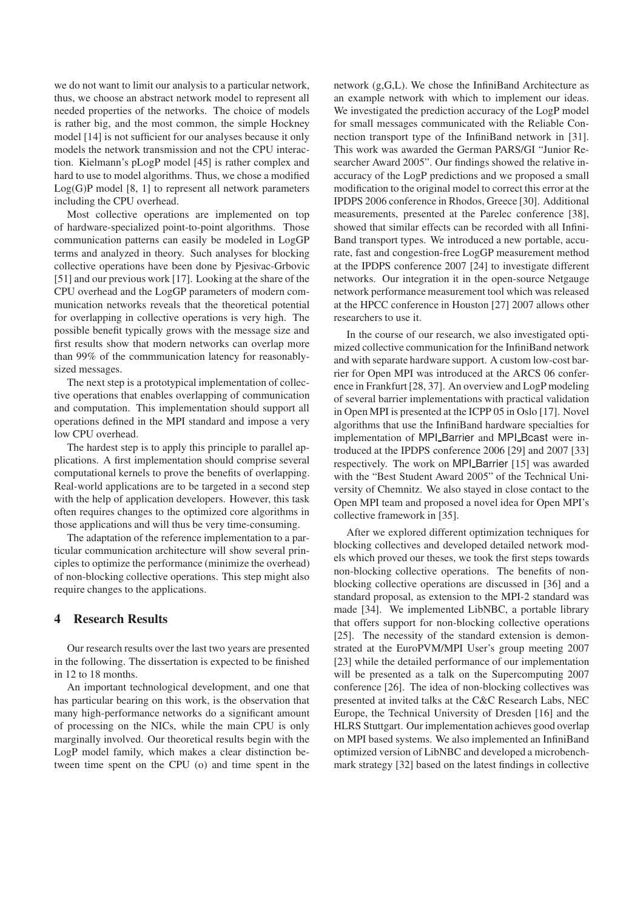we do not want to limit our analysis to a particular network, thus, we choose an abstract network model to represent all needed properties of the networks. The choice of models is rather big, and the most common, the simple Hockney model [14] is not sufficient for our analyses because it only models the network transmission and not the CPU interaction. Kielmann's pLogP model [45] is rather complex and hard to use to model algorithms. Thus, we chose a modified Log(G)P model [8, 1] to represent all network parameters including the CPU overhead.

Most collective operations are implemented on top of hardware-specialized point-to-point algorithms. Those communication patterns can easily be modeled in LogGP terms and analyzed in theory. Such analyses for blocking collective operations have been done by Pjesivac-Grbovic [51] and our previous work [17]. Looking at the share of the CPU overhead and the LogGP parameters of modern communication networks reveals that the theoretical potential for overlapping in collective operations is very high. The possible benefit typically grows with the message size and first results show that modern networks can overlap more than 99% of the commmunication latency for reasonably-sized messages.

The next step is a prototypical implementation of collective operations that enables overlapping of communication and computation. This implementation should support all operations defined in the MPI standard and impose a very low CPU overhead.

The hardest step is to apply this principle to parallel applications. A first implementation should comprise several computational kernels to prove the benefits of overlapping. Real-world applications are to be targeted in a second step with the help of application developers. However, this task often requires changes to the optimized core algorithms in those applications and will thus be very time-consuming.

The adaptation of the reference implementation to a particular communication architecture will show several principles to optimize the performance (minimize the overhead) of non-blocking collective operations. This step might also require changes to the applications.

## 4 Research Results

Our research results over the last two years are presented in the following. The dissertation is expected to be finished in 12 to 18 months.

An important technological development, and one that has particular bearing on this work, is the observation that many high-performance networks do a significant amount of processing on the NICs, while the main CPU is only marginally involved. Our theoretical results begin with the LogP model family, which makes a clear distinction between time spent on the CPU (o) and time spent in the network (g,G,L). We chose the InfiniBand Architecture as an example network with which to implement our ideas. We investigated the prediction accuracy of the LogP model for small messages communicated with the Reliable Connection transport type of the InfiniBand network in [31]. This work was awarded the German PARS/GI "Junior Researcher Award 2005". Our findings showed the relative inaccuracy of the LogP predictions and we proposed a small modification to the original model to correct this error at the IPDPS 2006 conference in Rhodos, Greece [30]. Additional measurements, presented at the Parelec conference [38], showed that similar effects can be recorded with all InfiniBand transport types. We introduced a new portable, accurate, fast and congestion-free LogGP measurement method at the IPDPS conference 2007 [24] to investigate different networks. Our integration it in the open-source Netgauge network performance measurement tool which was released at the HPCC conference in Houston [27] 2007 allows other researchers to use it.

In the course of our research, we also investigated optimized collective communication for the InfiniBand network and with separate hardware support. A custom low-cost barrier for Open MPI was introduced at the ARCS 06 conference in Frankfurt [28, 37]. An overview and LogP modeling of several barrier implementations with practical validation in Open MPI is presented at the ICPP 05 in Oslo [17]. Novel algorithms that use the InfiniBand hardware specialties for implementation of MPI_Barrier and MPI_Bcast were introduced at the IPDPS conference 2006 [29] and 2007 [33] respectively. The work on MPI_Barrier [15] was awarded with the "Best Student Award 2005" of the Technical University of Chemnitz. We also stayed in close contact to the Open MPI team and proposed a novel idea for Open MPI's collective framework in [35].

After we explored different optimization techniques for blocking collectives and developed detailed network models which proved our theses, we took the first steps towards non-blocking collective operations. The benefits of non-blocking collective operations are discussed in [36] and a standard proposal, as extension to the MPI-2 standard was made [34]. We implemented LibNBC, a portable library that offers support for non-blocking collective operations [25]. The necessity of the standard extension is demonstrated at the EuroPVM/MPI User's group meeting 2007 [23] while the detailed performance of our implementation will be presented as a talk on the Supercomputing 2007 conference [26]. The idea of non-blocking collectives was presented at invited talks at the C&C Research Labs, NEC Europe, the Technical University of Dresden [16] and the HLRS Stuttgart. Our implementation achieves good overlap on MPI based systems. We also implemented an InfiniBand optimized version of LibNBC and developed a microbenchmark strategy [32] based on the latest findings in collective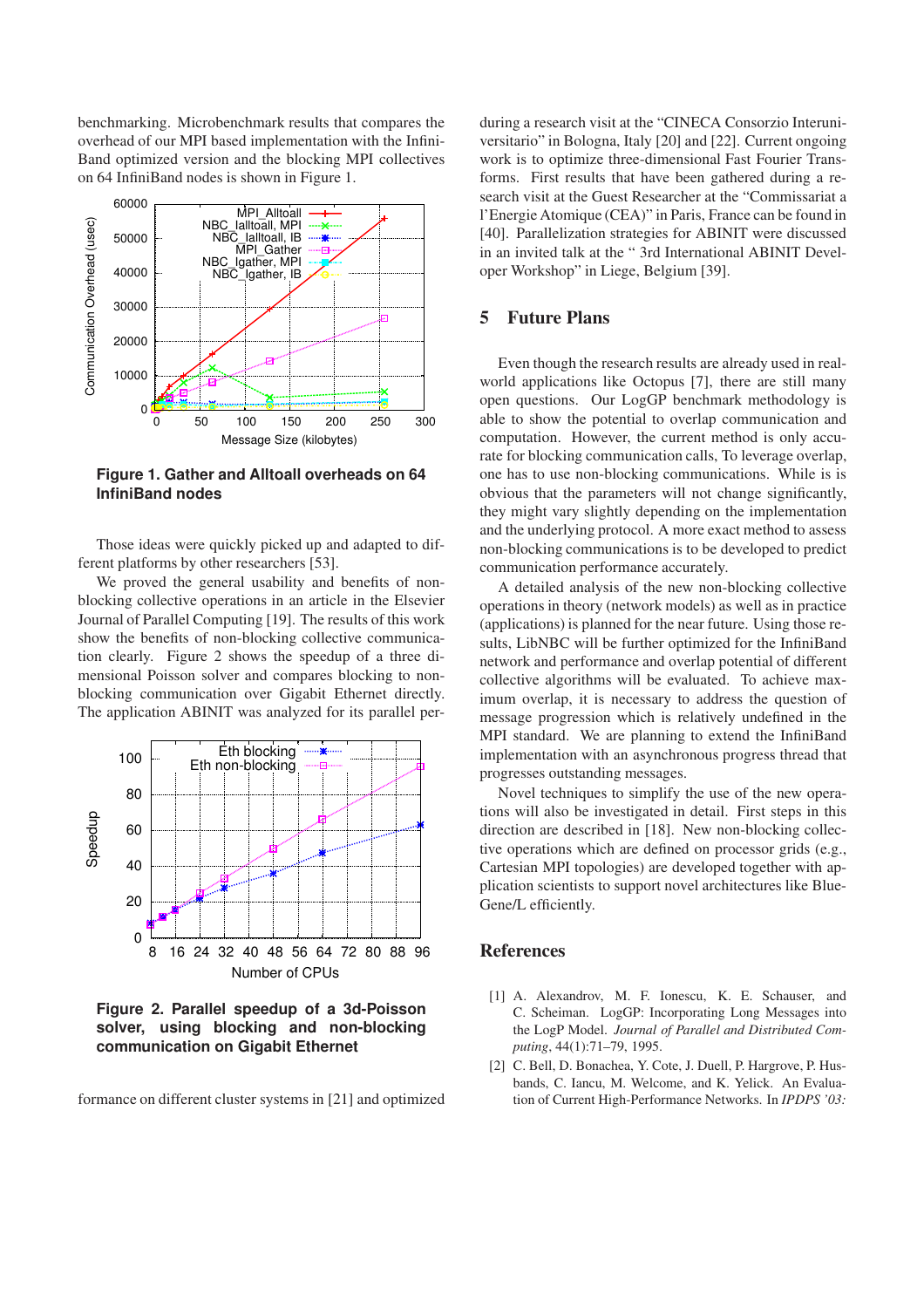benchmarking. Microbenchmark results that compares the overhead of our MPI based implementation with the InfiniBand optimized version and the blocking MPI collectives on 64 InfiniBand nodes is shown in Figure 1.

**Figure 1. Gather and Alltoall overheads on 64 InfiniBand nodes**

Those ideas were quickly picked up and adapted to different platforms by other researchers [53].

We proved the general usability and benefits of non-blocking collective operations in an article in the Elsevier Journal of Parallel Computing [19]. The results of this work show the benefits of non-blocking collective communication clearly. Figure 2 shows the speedup of a three dimensional Poisson solver and compares blocking to non-blocking communication over Gigabit Ethernet directly. The application ABINIT was analyzed for its parallel performance on different cluster systems in [21] and optimized during a research visit at the "CINECA Consorzio Interuniversitario" in Bologna, Italy [20] and [22]. Current ongoing work is to optimize three-dimensional Fast Fourier Transforms. First results that have been gathered during a research visit at the Guest Researcher at the "Commissariat a l'Energie Atomique (CEA)" in Paris, France can be found in [40]. Parallelization strategies for ABINIT were discussed in an invited talk at the " 3rd International ABINIT Developer Workshop" in Liege, Belgium [39].

**Figure 2. Parallel speedup of a 3d-Poisson solver, using blocking and non-blocking communication on Gigabit Ethernet**

## 5 Future Plans

Even though the research results are already used in real-world applications like Octopus [7], there are still many open questions. Our LogGP benchmark methodology is able to show the potential to overlap communication and computation. However, the current method is only accurate for blocking communication calls, To leverage overlap, one has to use non-blocking communications. While is is obvious that the parameters will not change significantly, they might vary slightly depending on the implementation and the underlying protocol. A more exact method to assess non-blocking communications is to be developed to predict communication performance accurately.

A detailed analysis of the new non-blocking collective operations in theory (network models) as well as in practice (applications) is planned for the near future. Using those results, LibNBC will be further optimized for the InfiniBand network and performance and overlap potential of different collective algorithms will be evaluated. To achieve maximum overlap, it is necessary to address the question of message progression which is relatively undefined in the MPI standard. We are planning to extend the InfiniBand implementation with an asynchronous progress thread that progresses outstanding messages.

Novel techniques to simplify the use of the new operations will also be investigated in detail. First steps in this direction are described in [18]. New non-blocking collective operations which are defined on processor grids (e.g., Cartesian MPI topologies) are developed together with application scientists to support novel architectures like BlueGene/L efficiently.

## References

[1] A. Alexandrov, M. F. Ionescu, K. E. Schauser, and C. Scheiman. LogGP: Incorporating Long Messages into the LogP Model. *Journal of Parallel and Distributed Computing*, 44(1):71–79, 1995.

[2] C. Bell, D. Bonachea, Y. Cote, J. Duell, P. Hargrove, P. Husbands, C. Iancu, M. Welcome, and K. Yelick. An Evaluation of Current High-Performance Networks. In *IPDPS '03:*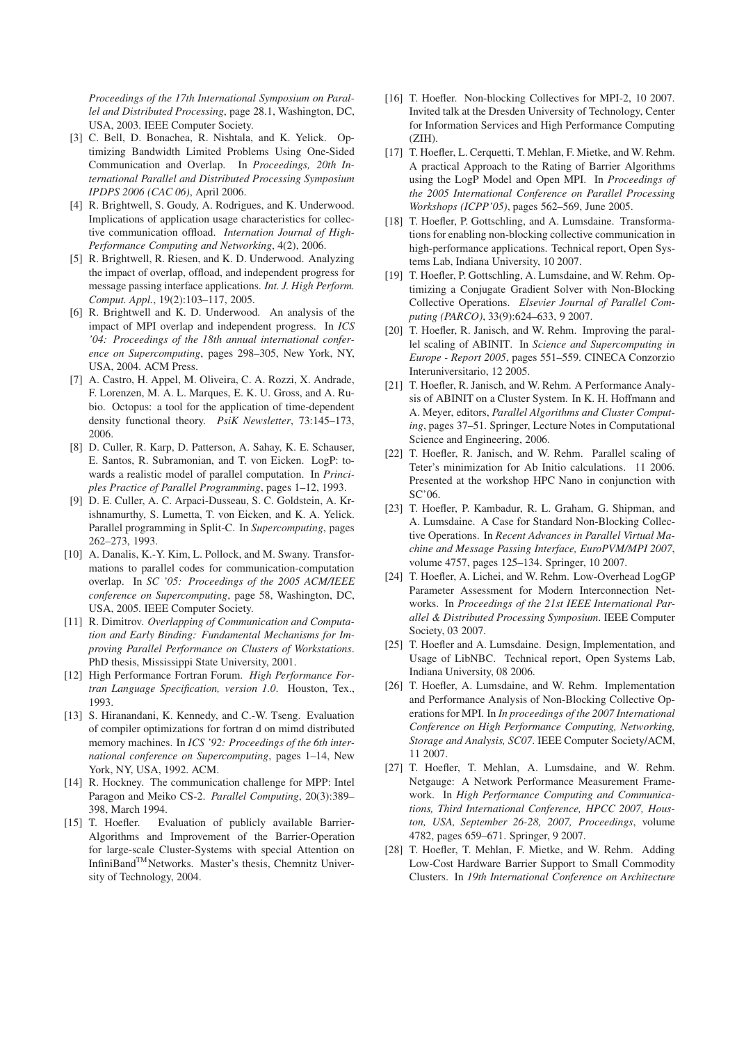*Proceedings of the 17th International Symposium on Parallel and Distributed Processing*, page 28.1, Washington, DC, USA, 2003. IEEE Computer Society.

[3] C. Bell, D. Bonachea, R. Nishtala, and K. Yelick. Optimizing Bandwidth Limited Problems Using One-Sided Communication and Overlap. In *Proceedings, 20th International Parallel and Distributed Processing Symposium IPDPS 2006 (CAC 06)*, April 2006.

[4] R. Brightwell, S. Goudy, A. Rodrigues, and K. Underwood. Implications of application usage characteristics for collective communication offload. *Internation Journal of High-Performance Computing and Networking*, 4(2), 2006.

[5] R. Brightwell, R. Riesen, and K. D. Underwood. Analyzing the impact of overlap, offload, and independent progress for message passing interface applications. *Int. J. High Perform. Comput. Appl.*, 19(2):103–117, 2005.

[6] R. Brightwell and K. D. Underwood. An analysis of the impact of MPI overlap and independent progress. In *ICS '04: Proceedings of the 18th annual international conference on Supercomputing*, pages 298–305, New York, NY, USA, 2004. ACM Press.

[7] A. Castro, H. Appel, M. Oliveira, C. A. Rozzi, X. Andrade, F. Lorenzen, M. A. L. Marques, E. K. U. Gross, and A. Rubio. Octopus: a tool for the application of time-dependent density functional theory. *PsiK Newsletter*, 73:145–173, 2006.

[8] D. Culler, R. Karp, D. Patterson, A. Sahay, K. E. Schauser, E. Santos, R. Subramonian, and T. von Eicken. LogP: towards a realistic model of parallel computation. In *Principles Practice of Parallel Programming*, pages 1–12, 1993.

[9] D. E. Culler, A. C. Arpaci-Dusseau, S. C. Goldstein, A. Krishnamurthy, S. Lumetta, T. von Eicken, and K. A. Yelick. Parallel programming in Split-C. In *Supercomputing*, pages 262–273, 1993.

[10] A. Danalis, K.-Y. Kim, L. Pollock, and M. Swany. Transformations to parallel codes for communication-computation overlap. In *SC '05: Proceedings of the 2005 ACM/IEEE conference on Supercomputing*, page 58, Washington, DC, USA, 2005. IEEE Computer Society.

[11] R. Dimitrov. *Overlapping of Communication and Computation and Early Binding: Fundamental Mechanisms for Improving Parallel Performance on Clusters of Workstations*. PhD thesis, Mississippi State University, 2001.

[12] High Performance Fortran Forum. *High Performance Fortran Language Specification, version 1.0*. Houston, Tex., 1993.

[13] S. Hiranandani, K. Kennedy, and C.-W. Tseng. Evaluation of compiler optimizations for fortran d on mimd distributed memory machines. In *ICS '92: Proceedings of the 6th international conference on Supercomputing*, pages 1–14, New York, NY, USA, 1992. ACM.

[14] R. Hockney. The communication challenge for MPP: Intel Paragon and Meiko CS-2. *Parallel Computing*, 20(3):389–398, March 1994.

[15] T. Hoefler. Evaluation of publicly available Barrier-Algorithms and Improvement of the Barrier-Operation for large-scale Cluster-Systems with special Attention on InfiniBand™Networks. Master's thesis, Chemnitz University of Technology, 2004.

[16] T. Hoefler. Non-blocking Collectives for MPI-2, 10 2007. Invited talk at the Dresden University of Technology, Center for Information Services and High Performance Computing (ZIH).

[17] T. Hoefler, L. Cerquetti, T. Mehlan, F. Mietke, and W. Rehm. A practical Approach to the Rating of Barrier Algorithms using the LogP Model and Open MPI. In *Proceedings of the 2005 International Conference on Parallel Processing Workshops (ICPP'05)*, pages 562–569, June 2005.

[18] T. Hoefler, P. Gottschling, and A. Lumsdaine. Transformations for enabling non-blocking collective communication in high-performance applications. Technical report, Open Systems Lab, Indiana University, 10 2007.

[19] T. Hoefler, P. Gottschling, A. Lumsdaine, and W. Rehm. Optimizing a Conjugate Gradient Solver with Non-Blocking Collective Operations. *Elsevier Journal of Parallel Computing (PARCO)*, 33(9):624–633, 9 2007.

[20] T. Hoefler, R. Janisch, and W. Rehm. Improving the parallel scaling of ABINIT. In *Science and Supercomputing in Europe - Report 2005*, pages 551–559. CINECA Conzorzio Interuniversitario, 12 2005.

[21] T. Hoefler, R. Janisch, and W. Rehm. A Performance Analysis of ABINIT on a Cluster System. In K. H. Hoffmann and A. Meyer, editors, *Parallel Algorithms and Cluster Computing*, pages 37–51. Springer, Lecture Notes in Computational Science and Engineering, 2006.

[22] T. Hoefler, R. Janisch, and W. Rehm. Parallel scaling of Teter's minimization for Ab Initio calculations. 11 2006. Presented at the workshop HPC Nano in conjunction with SC'06.

[23] T. Hoefler, P. Kambadur, R. L. Graham, G. Shipman, and A. Lumsdaine. A Case for Standard Non-Blocking Collective Operations. In *Recent Advances in Parallel Virtual Machine and Message Passing Interface, EuroPVM/MPI 2007*, volume 4757, pages 125–134. Springer, 10 2007.

[24] T. Hoefler, A. Lichei, and W. Rehm. Low-Overhead LogGP Parameter Assessment for Modern Interconnection Networks. In *Proceedings of the 21st IEEE International Parallel & Distributed Processing Symposium*. IEEE Computer Society, 03 2007.

[25] T. Hoefler and A. Lumsdaine. Design, Implementation, and Usage of LibNBC. Technical report, Open Systems Lab, Indiana University, 08 2006.

[26] T. Hoefler, A. Lumsdaine, and W. Rehm. Implementation and Performance Analysis of Non-Blocking Collective Operations for MPI. In *In proceedings of the 2007 International Conference on High Performance Computing, Networking, Storage and Analysis, SC07*. IEEE Computer Society/ACM, 11 2007.

[27] T. Hoefler, T. Mehlan, A. Lumsdaine, and W. Rehm. Netgauge: A Network Performance Measurement Framework. In *High Performance Computing and Communications, Third International Conference, HPCC 2007, Houston, USA, September 26-28, 2007, Proceedings*, volume 4782, pages 659–671. Springer, 9 2007.

[28] T. Hoefler, T. Mehlan, F. Mietke, and W. Rehm. Adding Low-Cost Hardware Barrier Support to Small Commodity Clusters. In *19th International Conference on Architecture*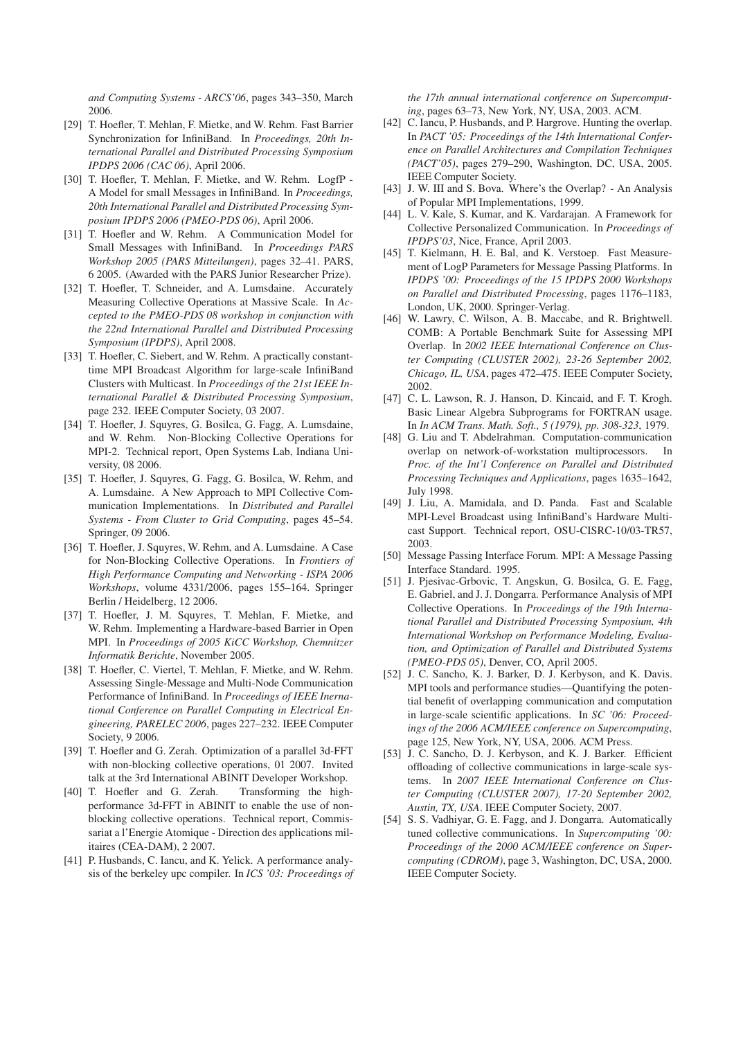*and Computing Systems - ARCS'06*, pages 343–350, March 2006.

- [29] T. Hoefler, T. Mehlan, F. Mietke, and W. Rehm. Fast Barrier Synchronization for InfiniBand. In *Proceedings, 20th International Parallel and Distributed Processing Symposium IPDPS 2006 (CAC 06)*, April 2006.
- [30] T. Hoefler, T. Mehlan, F. Mietke, and W. Rehm. LogfP - A Model for small Messages in InfiniBand. In *Proceedings, 20th International Parallel and Distributed Processing Symposium IPDPS 2006 (PMEO-PDS 06)*, April 2006.
- [31] T. Hoefler and W. Rehm. A Communication Model for Small Messages with InfiniBand. In *Proceedings PARS Workshop 2005 (PARS Mitteilungen)*, pages 32–41. PARS, 6 2005. (Awarded with the PARS Junior Researcher Prize).
- [32] T. Hoefler, T. Schneider, and A. Lumsdaine. Accurately Measuring Collective Operations at Massive Scale. In *Accepted to the PMEO-PDS 08 workshop in conjunction with the 22nd International Parallel and Distributed Processing Symposium (IPDPS)*, April 2008.
- [33] T. Hoefler, C. Siebert, and W. Rehm. A practically constant-time MPI Broadcast Algorithm for large-scale InfiniBand Clusters with Multicast. In *Proceedings of the 21st IEEE International Parallel & Distributed Processing Symposium*, page 232. IEEE Computer Society, 03 2007.
- [34] T. Hoefler, J. Squyres, G. Bosilca, G. Fagg, A. Lumsdaine, and W. Rehm. Non-Blocking Collective Operations for MPI-2. Technical report, Open Systems Lab, Indiana University, 08 2006.
- [35] T. Hoefler, J. Squyres, G. Fagg, G. Bosilca, W. Rehm, and A. Lumsdaine. A New Approach to MPI Collective Communication Implementations. In *Distributed and Parallel Systems - From Cluster to Grid Computing*, pages 45–54. Springer, 09 2006.
- [36] T. Hoefler, J. Squyres, W. Rehm, and A. Lumsdaine. A Case for Non-Blocking Collective Operations. In *Frontiers of High Performance Computing and Networking - ISPA 2006 Workshops*, volume 4331/2006, pages 155–164. Springer Berlin / Heidelberg, 12 2006.
- [37] T. Hoefler, J. M. Squyres, T. Mehlan, F. Mietke, and W. Rehm. Implementing a Hardware-based Barrier in Open MPI. In *Proceedings of 2005 KiCC Workshop, Chemnitzer Informatik Berichte*, November 2005.
- [38] T. Hoefler, C. Viertel, T. Mehlan, F. Mietke, and W. Rehm. Assessing Single-Message and Multi-Node Communication Performance of InfiniBand. In *Proceedings of IEEE Inernational Conference on Parallel Computing in Electrical Engineering, PARELEC 2006*, pages 227–232. IEEE Computer Society, 9 2006.
- [39] T. Hoefler and G. Zerah. Optimization of a parallel 3d-FFT with non-blocking collective operations, 01 2007. Invited talk at the 3rd International ABINIT Developer Workshop.
- [40] T. Hoefler and G. Zerah. Transforming the high-performance 3d-FFT in ABINIT to enable the use of non-blocking collective operations. Technical report, Commissariat a l'Energie Atomique - Direction des applications militaires (CEA-DAM), 2 2007.
- [41] P. Husbands, C. Iancu, and K. Yelick. A performance analysis of the berkeley upc compiler. In *ICS '03: Proceedings of the 17th annual international conference on Supercomputing*, pages 63–73, New York, NY, USA, 2003. ACM.
- [42] C. Iancu, P. Husbands, and P. Hargrove. Hunting the overlap. In *PACT '05: Proceedings of the 14th International Conference on Parallel Architectures and Compilation Techniques (PACT'05)*, pages 279–290, Washington, DC, USA, 2005. IEEE Computer Society.
- [43] J. W. III and S. Bova. Where's the Overlap? - An Analysis of Popular MPI Implementations, 1999.
- [44] L. V. Kale, S. Kumar, and K. Vardarajan. A Framework for Collective Personalized Communication. In *Proceedings of IPDPS'03*, Nice, France, April 2003.
- [45] T. Kielmann, H. E. Bal, and K. Verstoep. Fast Measurement of LogP Parameters for Message Passing Platforms. In *IPDPS '00: Proceedings of the 15 IPDPS 2000 Workshops on Parallel and Distributed Processing*, pages 1176–1183, London, UK, 2000. Springer-Verlag.
- [46] W. Lawry, C. Wilson, A. B. Maccabe, and R. Brightwell. COMB: A Portable Benchmark Suite for Assessing MPI Overlap. In *2002 IEEE International Conference on Cluster Computing (CLUSTER 2002), 23-26 September 2002, Chicago, IL, USA*, pages 472–475. IEEE Computer Society, 2002.
- [47] C. L. Lawson, R. J. Hanson, D. Kincaid, and F. T. Krogh. Basic Linear Algebra Subprograms for FORTRAN usage. In *In ACM Trans. Math. Soft., 5 (1979), pp. 308-323*, 1979.
- [48] G. Liu and T. Abdelrahman. Computation-communication overlap on network-of-workstation multiprocessors. In *Proc. of the Int'l Conference on Parallel and Distributed Processing Techniques and Applications*, pages 1635–1642, July 1998.
- [49] J. Liu, A. Mamidala, and D. Panda. Fast and Scalable MPI-Level Broadcast using InfiniBand's Hardware Multicast Support. Technical report, OSU-CISRC-10/03-TR57, 2003.
- [50] Message Passing Interface Forum. MPI: A Message Passing Interface Standard. 1995.
- [51] J. Pjesivac-Grbovic, T. Angskun, G. Bosilca, G. E. Fagg, E. Gabriel, and J. J. Dongarra. Performance Analysis of MPI Collective Operations. In *Proceedings of the 19th International Parallel and Distributed Processing Symposium, 4th International Workshop on Performance Modeling, Evaluation, and Optimization of Parallel and Distributed Systems (PMEO-PDS 05)*, Denver, CO, April 2005.
- [52] J. C. Sancho, K. J. Barker, D. J. Kerbyson, and K. Davis. MPI tools and performance studies—Quantifying the potential benefit of overlapping communication and computation in large-scale scientific applications. In *SC '06: Proceedings of the 2006 ACM/IEEE conference on Supercomputing*, page 125, New York, NY, USA, 2006. ACM Press.
- [53] J. C. Sancho, D. J. Kerbyson, and K. J. Barker. Efficient offloading of collective communications in large-scale systems. In *2007 IEEE International Conference on Cluster Computing (CLUSTER 2007), 17-20 September 2002, Austin, TX, USA*. IEEE Computer Society, 2007.
- [54] S. S. Vadhiyar, G. E. Fagg, and J. Dongarra. Automatically tuned collective communications. In *Supercomputing '00: Proceedings of the 2000 ACM/IEEE conference on Supercomputing (CDROM)*, page 3, Washington, DC, USA, 2000. IEEE Computer Society.